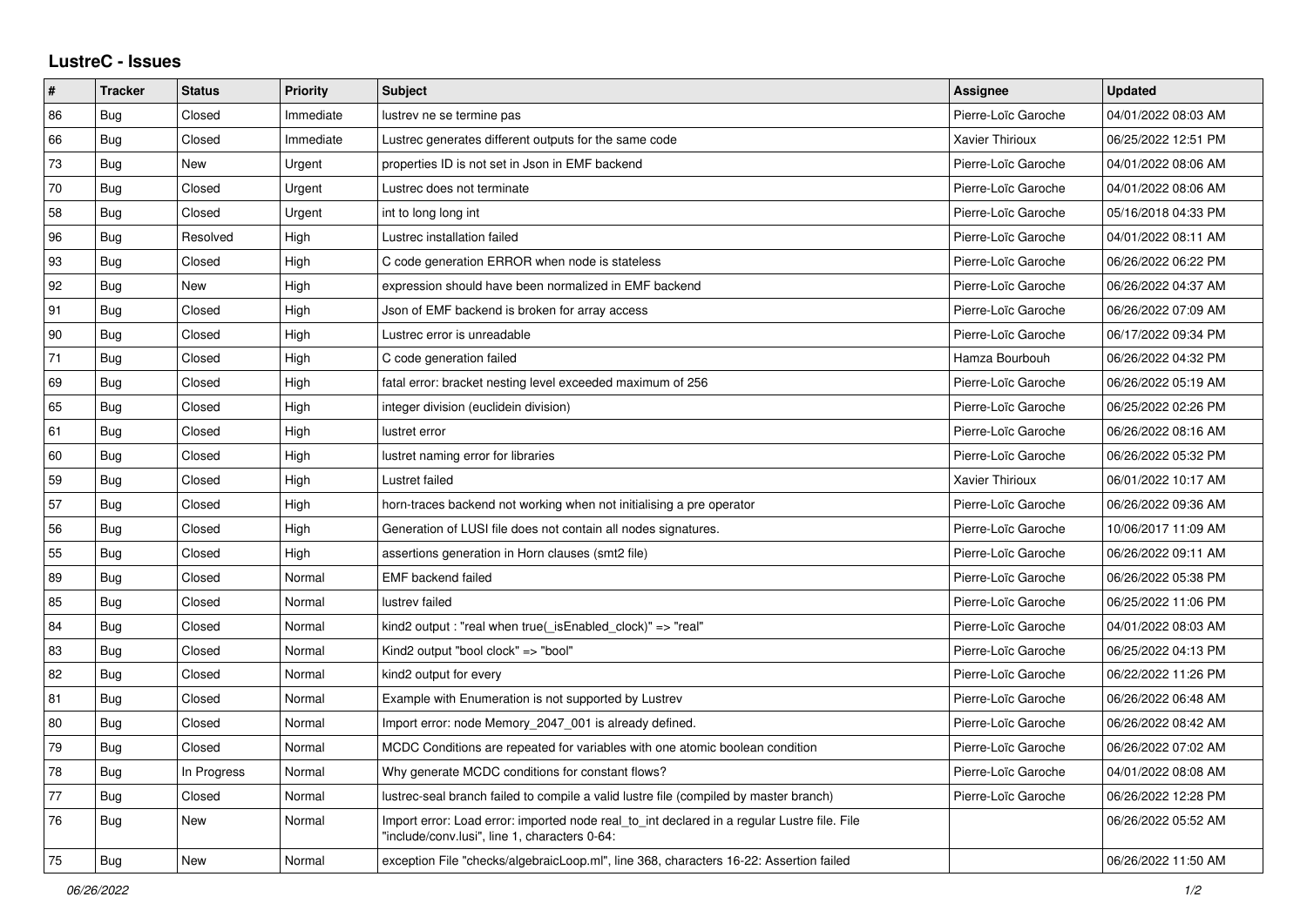## LustreC - Issues

| # | Tracker | Status | Priority | Subject | Assignee | Updated |
|---|---|---|---|---|---|---|
| 86 | Bug | Closed | Immediate | lustrev ne se termine pas | Pierre-Loïc Garoche | 04/01/2022 08:03 AM |
| 66 | Bug | Closed | Immediate | Lustrec generates different outputs for the same code | Xavier Thirioux | 06/25/2022 12:51 PM |
| 73 | Bug | New | Urgent | properties ID is not set in Json in EMF backend | Pierre-Loïc Garoche | 04/01/2022 08:06 AM |
| 70 | Bug | Closed | Urgent | Lustrec does not terminate | Pierre-Loïc Garoche | 04/01/2022 08:06 AM |
| 58 | Bug | Closed | Urgent | int to long long int | Pierre-Loïc Garoche | 05/16/2018 04:33 PM |
| 96 | Bug | Resolved | High | Lustrec installation failed | Pierre-Loïc Garoche | 04/01/2022 08:11 AM |
| 93 | Bug | Closed | High | C code generation ERROR when node is stateless | Pierre-Loïc Garoche | 06/26/2022 06:22 PM |
| 92 | Bug | New | High | expression should have been normalized in EMF backend | Pierre-Loïc Garoche | 06/26/2022 04:37 AM |
| 91 | Bug | Closed | High | Json of EMF backend is broken for array access | Pierre-Loïc Garoche | 06/26/2022 07:09 AM |
| 90 | Bug | Closed | High | Lustrec error is unreadable | Pierre-Loïc Garoche | 06/17/2022 09:34 PM |
| 71 | Bug | Closed | High | C code generation failed | Hamza Bourbouh | 06/26/2022 04:32 PM |
| 69 | Bug | Closed | High | fatal error: bracket nesting level exceeded maximum of 256 | Pierre-Loïc Garoche | 06/26/2022 05:19 AM |
| 65 | Bug | Closed | High | integer division (euclidein division) | Pierre-Loïc Garoche | 06/25/2022 02:26 PM |
| 61 | Bug | Closed | High | lustret error | Pierre-Loïc Garoche | 06/26/2022 08:16 AM |
| 60 | Bug | Closed | High | lustret naming error for libraries | Pierre-Loïc Garoche | 06/26/2022 05:32 PM |
| 59 | Bug | Closed | High | Lustret failed | Xavier Thirioux | 06/01/2022 10:17 AM |
| 57 | Bug | Closed | High | horn-traces backend not working when not initialising a pre operator | Pierre-Loïc Garoche | 06/26/2022 09:36 AM |
| 56 | Bug | Closed | High | Generation of LUSI file does not contain all nodes signatures. | Pierre-Loïc Garoche | 10/06/2017 11:09 AM |
| 55 | Bug | Closed | High | assertions generation in Horn clauses (smt2 file) | Pierre-Loïc Garoche | 06/26/2022 09:11 AM |
| 89 | Bug | Closed | Normal | EMF backend failed | Pierre-Loïc Garoche | 06/26/2022 05:38 PM |
| 85 | Bug | Closed | Normal | lustrev failed | Pierre-Loïc Garoche | 06/25/2022 11:06 PM |
| 84 | Bug | Closed | Normal | kind2 output : "real when true(_isEnabled_clock)" => "real" | Pierre-Loïc Garoche | 04/01/2022 08:03 AM |
| 83 | Bug | Closed | Normal | Kind2 output "bool clock" => "bool" | Pierre-Loïc Garoche | 06/25/2022 04:13 PM |
| 82 | Bug | Closed | Normal | kind2 output for every | Pierre-Loïc Garoche | 06/22/2022 11:26 PM |
| 81 | Bug | Closed | Normal | Example with Enumeration is not supported by Lustrev | Pierre-Loïc Garoche | 06/26/2022 06:48 AM |
| 80 | Bug | Closed | Normal | Import error: node Memory_2047_001 is already defined. | Pierre-Loïc Garoche | 06/26/2022 08:42 AM |
| 79 | Bug | Closed | Normal | MCDC Conditions are repeated for variables with one atomic boolean condition | Pierre-Loïc Garoche | 06/26/2022 07:02 AM |
| 78 | Bug | In Progress | Normal | Why generate MCDC conditions for constant flows? | Pierre-Loïc Garoche | 04/01/2022 08:08 AM |
| 77 | Bug | Closed | Normal | lustrec-seal branch failed to compile a valid lustre file (compiled by master branch) | Pierre-Loïc Garoche | 06/26/2022 12:28 PM |
| 76 | Bug | New | Normal | Import error: Load error: imported node real_to_int declared in a regular Lustre file. File "include/conv.lusi", line 1, characters 0-64: | | 06/26/2022 05:52 AM |
| 75 | Bug | New | Normal | exception File "checks/algebraicLoop.ml", line 368, characters 16-22: Assertion failed | | 06/26/2022 11:50 AM |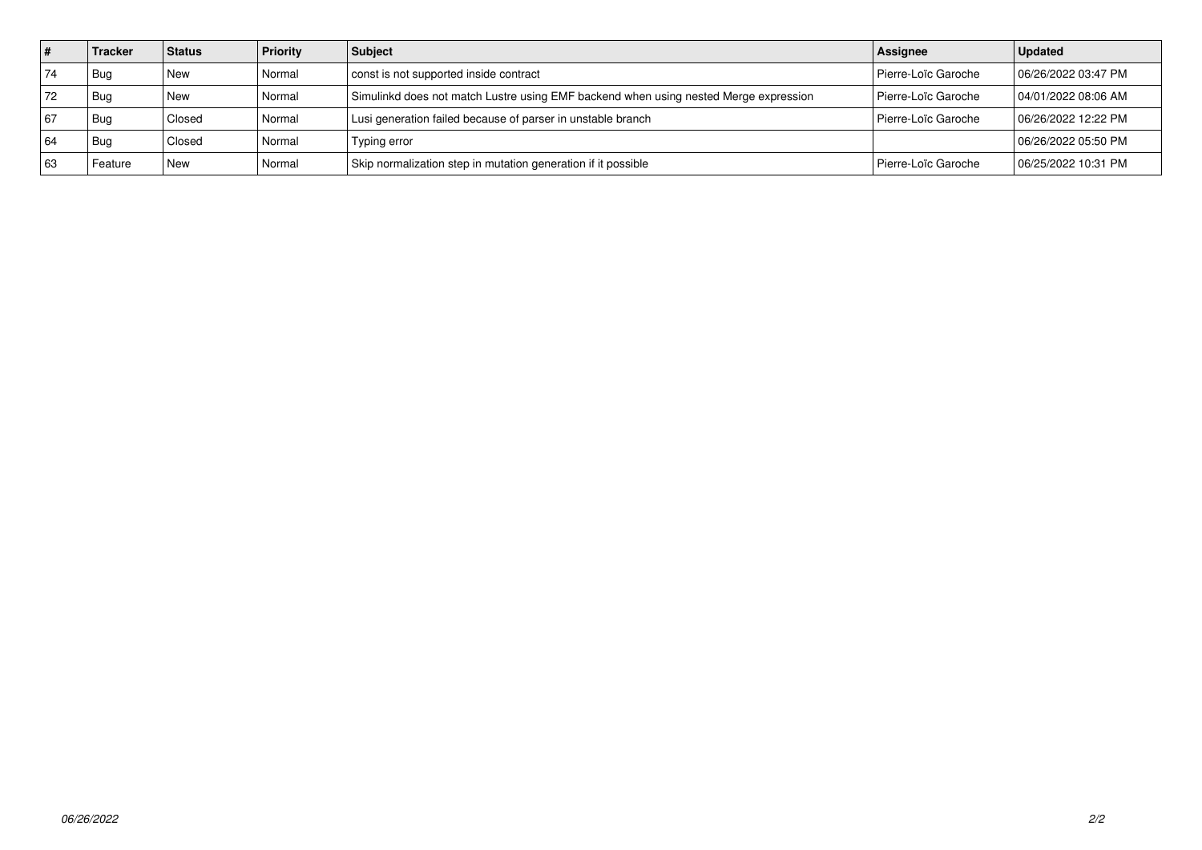| # | Tracker | Status | Priority | Subject | Assignee | Updated |
| --- | --- | --- | --- | --- | --- | --- |
| 74 | Bug | New | Normal | const is not supported inside contract | Pierre-Loïc Garoche | 06/26/2022 03:47 PM |
| 72 | Bug | New | Normal | Simulinkd does not match Lustre using EMF backend when using nested Merge expression | Pierre-Loïc Garoche | 04/01/2022 08:06 AM |
| 67 | Bug | Closed | Normal | Lusi generation failed because of parser in unstable branch | Pierre-Loïc Garoche | 06/26/2022 12:22 PM |
| 64 | Bug | Closed | Normal | Typing error | | 06/26/2022 05:50 PM |
| 63 | Feature | New | Normal | Skip normalization step in mutation generation if it possible | Pierre-Loïc Garoche | 06/25/2022 10:31 PM |